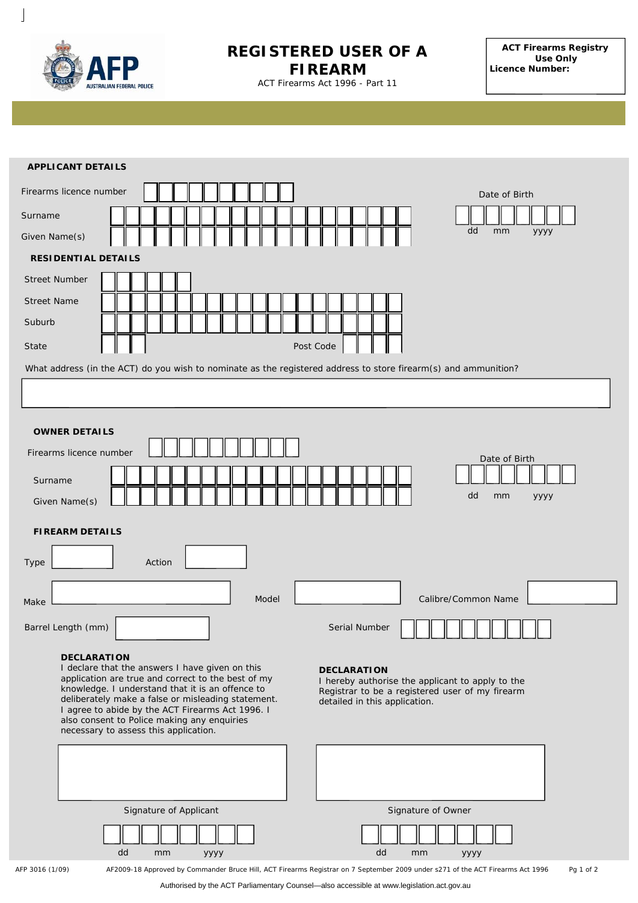# REGISTERED USER OF A FIREARM

ACT Firearms Act 1996 - Part 11

**ACT Firearms Registry Use Only**
**Licence Number:**

## APPLICANT DETAILS

Firearms licence number

Surname

Given Name(s)

Date of Birth

dd mm yyyy

### RESIDENTIAL DETAILS

Street Number

Street Name

Suburb

State

Post Code

What address (in the ACT) do you wish to nominate as the registered address to store firearm(s) and ammunition?

## OWNER DETAILS

Firearms licence number

Surname

Given Name(s)

Date of Birth

dd mm yyyy

## FIREARM DETAILS

Type

Action

Make

Model

Calibre/Common Name

Barrel Length (mm)

Serial Number

**DECLARATION**

I declare that the answers I have given on this application are true and correct to the best of my knowledge. I understand that it is an offence to deliberately make a false or misleading statement. I agree to abide by the ACT Firearms Act 1996. I also consent to Police making any enquiries necessary to assess this application.

Signature of Applicant

dd mm yyyy

**DECLARATION**

I hereby authorise the applicant to apply to the Registrar to be a registered user of my firearm detailed in this application.

Signature of Owner

dd mm yyyy

AFP 3016 (1/09)

AF2009-18 Approved by Commander Bruce Hill, ACT Firearms Registrar on 7 September 2009 under s271 of the ACT Firearms Act 1996

Authorised by the ACT Parliamentary Counsel—also accessible at www.legislation.act.gov.au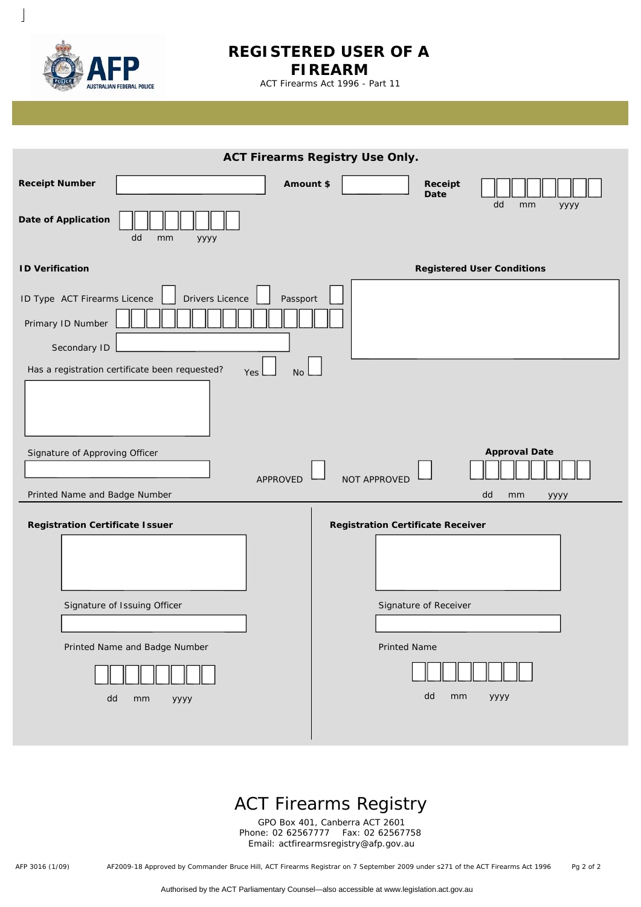# REGISTERED USER OF A FIREARM

ACT Firearms Act 1996 - Part 11

## ACT Firearms Registry Use Only.

**Receipt Number** ______ **Amount $** ______ **Receipt Date** dd mm yyyy

**Date of Application** dd mm yyyy

**ID Verification**

ID Type ACT Firearms Licence ☐ Drivers Licence ☐ Passport ☐

Primary ID Number

Secondary ID

Has a registration certificate been requested? Yes ☐ No ☐

**Registered User Conditions**

Signature of Approving Officer

Printed Name and Badge Number

APPROVED ☐ NOT APPROVED ☐

**Approval Date** dd mm yyyy

**Registration Certificate Issuer**

Signature of Issuing Officer

Printed Name and Badge Number

dd mm yyyy

**Registration Certificate Receiver**

Signature of Receiver

Printed Name

dd mm yyyy

## ACT Firearms Registry

GPO Box 401, Canberra ACT 2601
Phone: 02 62567777 Fax: 02 62567758
Email: actfirearmsregistry@afp.gov.au

AFP 3016 (1/09) AF2009-18 Approved by Commander Bruce Hill, ACT Firearms Registrar on 7 September 2009 under s271 of the ACT Firearms Act 1996

Authorised by the ACT Parliamentary Counsel—also accessible at www.legislation.act.gov.au